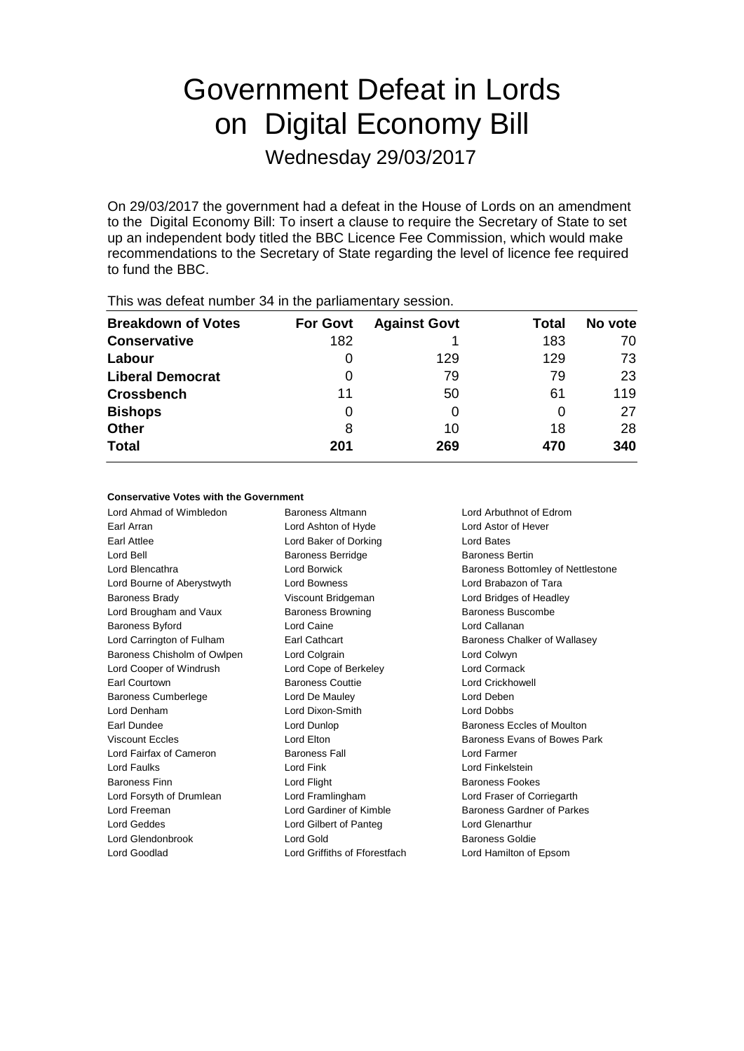# Government Defeat in Lords on Digital Economy Bill

## Wednesday 29/03/2017

On 29/03/2017 the government had a defeat in the House of Lords on an amendment to the Digital Economy Bill: To insert a clause to require the Secretary of State to set up an independent body titled the BBC Licence Fee Commission, which would make recommendations to the Secretary of State regarding the level of licence fee required to fund the BBC.

This was defeat number 34 in the parliamentary session.

| Breakdown of Votes | For Govt | Against Govt | Total | No vote |
|---|---|---|---|---|
| **Conservative** | 182 | 1 | 183 | 70 |
| **Labour** | 0 | 129 | 129 | 73 |
| **Liberal Democrat** | 0 | 79 | 79 | 23 |
| **Crossbench** | 11 | 50 | 61 | 119 |
| **Bishops** | 0 | 0 | 0 | 27 |
| **Other** | 8 | 10 | 18 | 28 |
| **Total** | **201** | **269** | **470** | **340** |

**Conservative Votes with the Government**

| | | |
|---|---|---|
| Lord Ahmad of Wimbledon | Baroness Altmann | Lord Arbuthnot of Edrom |
| Earl Arran | Lord Ashton of Hyde | Lord Astor of Hever |
| Earl Attlee | Lord Baker of Dorking | Lord Bates |
| Lord Bell | Baroness Berridge | Baroness Bertin |
| Lord Blencathra | Lord Borwick | Baroness Bottomley of Nettlestone |
| Lord Bourne of Aberystwyth | Lord Bowness | Lord Brabazon of Tara |
| Baroness Brady | Viscount Bridgeman | Lord Bridges of Headley |
| Lord Brougham and Vaux | Baroness Browning | Baroness Buscombe |
| Baroness Byford | Lord Caine | Lord Callanan |
| Lord Carrington of Fulham | Earl Cathcart | Baroness Chalker of Wallasey |
| Baroness Chisholm of Owlpen | Lord Colgrain | Lord Colwyn |
| Lord Cooper of Windrush | Lord Cope of Berkeley | Lord Cormack |
| Earl Courtown | Baroness Couttie | Lord Crickhowell |
| Baroness Cumberlege | Lord De Mauley | Lord Deben |
| Lord Denham | Lord Dixon-Smith | Lord Dobbs |
| Earl Dundee | Lord Dunlop | Baroness Eccles of Moulton |
| Viscount Eccles | Lord Elton | Baroness Evans of Bowes Park |
| Lord Fairfax of Cameron | Baroness Fall | Lord Farmer |
| Lord Faulks | Lord Fink | Lord Finkelstein |
| Baroness Finn | Lord Flight | Baroness Fookes |
| Lord Forsyth of Drumlean | Lord Framlingham | Lord Fraser of Corriegarth |
| Lord Freeman | Lord Gardiner of Kimble | Baroness Gardner of Parkes |
| Lord Geddes | Lord Gilbert of Panteg | Lord Glenarthur |
| Lord Glendonbrook | Lord Gold | Baroness Goldie |
| Lord Goodlad | Lord Griffiths of Fforestfach | Lord Hamilton of Epsom |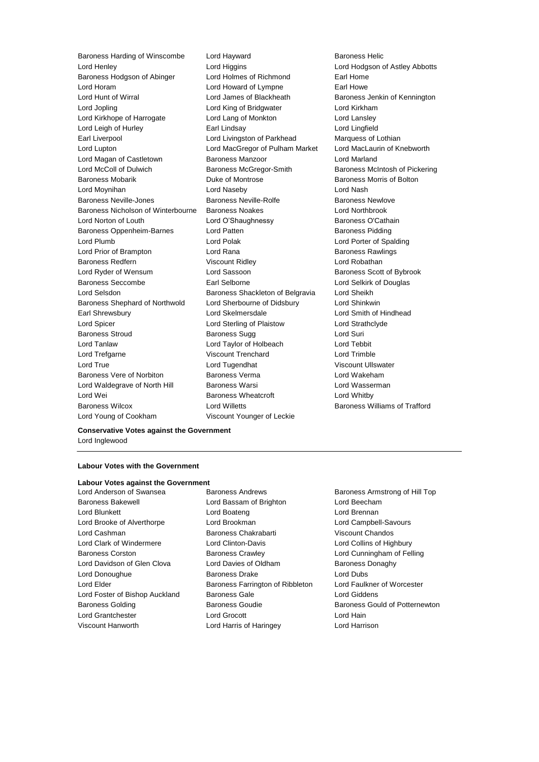Baroness Harding of Winscombe
Lord Hayward
Baroness Helic
Lord Henley
Lord Higgins
Lord Hodgson of Astley Abbotts
Baroness Hodgson of Abinger
Lord Holmes of Richmond
Earl Home
Lord Horam
Lord Howard of Lympne
Earl Howe
Lord Hunt of Wirral
Lord James of Blackheath
Baroness Jenkin of Kennington
Lord Jopling
Lord King of Bridgwater
Lord Kirkham
Lord Kirkhope of Harrogate
Lord Lang of Monkton
Lord Lansley
Lord Leigh of Hurley
Earl Lindsay
Lord Lingfield
Earl Liverpool
Lord Livingston of Parkhead
Marquess of Lothian
Lord Lupton
Lord MacGregor of Pulham Market
Lord MacLaurin of Knebworth
Lord Magan of Castletown
Baroness Manzoor
Lord Marland
Lord McColl of Dulwich
Baroness McGregor-Smith
Baroness McIntosh of Pickering
Baroness Mobarik
Duke of Montrose
Baroness Morris of Bolton
Lord Moynihan
Lord Naseby
Lord Nash
Baroness Neville-Jones
Baroness Neville-Rolfe
Baroness Newlove
Baroness Nicholson of Winterbourne
Baroness Noakes
Lord Northbrook
Lord Norton of Louth
Lord O'Shaughnessy
Baroness O'Cathain
Baroness Oppenheim-Barnes
Lord Patten
Baroness Pidding
Lord Plumb
Lord Polak
Lord Porter of Spalding
Lord Prior of Brampton
Lord Rana
Baroness Rawlings
Baroness Redfern
Viscount Ridley
Lord Robathan
Lord Ryder of Wensum
Lord Sassoon
Baroness Scott of Bybrook
Baroness Seccombe
Earl Selborne
Lord Selkirk of Douglas
Lord Selsdon
Baroness Shackleton of Belgravia
Lord Sheikh
Baroness Shephard of Northwold
Lord Sherbourne of Didsbury
Lord Shinkwin
Earl Shrewsbury
Lord Skelmersdale
Lord Smith of Hindhead
Lord Spicer
Lord Sterling of Plaistow
Lord Strathclyde
Baroness Stroud
Baroness Sugg
Lord Suri
Lord Tanlaw
Lord Taylor of Holbeach
Lord Tebbit
Lord Trefgarne
Viscount Trenchard
Lord Trimble
Lord True
Lord Tugendhat
Viscount Ullswater
Baroness Vere of Norbiton
Baroness Verma
Lord Wakeham
Lord Waldegrave of North Hill
Baroness Warsi
Lord Wasserman
Lord Wei
Baroness Wheatcroft
Lord Whitby
Baroness Wilcox
Lord Willetts
Baroness Williams of Trafford
Lord Young of Cookham
Viscount Younger of Leckie

**Conservative Votes against the Government**

Lord Inglewood

**Labour Votes with the Government**

**Labour Votes against the Government**

Lord Anderson of Swansea
Baroness Andrews
Baroness Armstrong of Hill Top
Baroness Bakewell
Lord Bassam of Brighton
Lord Beecham
Lord Blunkett
Lord Boateng
Lord Brennan
Lord Brooke of Alverthorpe
Lord Brookman
Lord Campbell-Savours
Lord Cashman
Baroness Chakrabarti
Viscount Chandos
Lord Clark of Windermere
Lord Clinton-Davis
Lord Collins of Highbury
Baroness Corston
Baroness Crawley
Lord Cunningham of Felling
Lord Davidson of Glen Clova
Lord Davies of Oldham
Baroness Donaghy
Lord Donoughue
Baroness Drake
Lord Dubs
Lord Elder
Baroness Farrington of Ribbleton
Lord Faulkner of Worcester
Lord Foster of Bishop Auckland
Baroness Gale
Lord Giddens
Baroness Golding
Baroness Goudie
Baroness Gould of Potternewton
Lord Grantchester
Lord Grocott
Lord Hain
Viscount Hanworth
Lord Harris of Haringey
Lord Harrison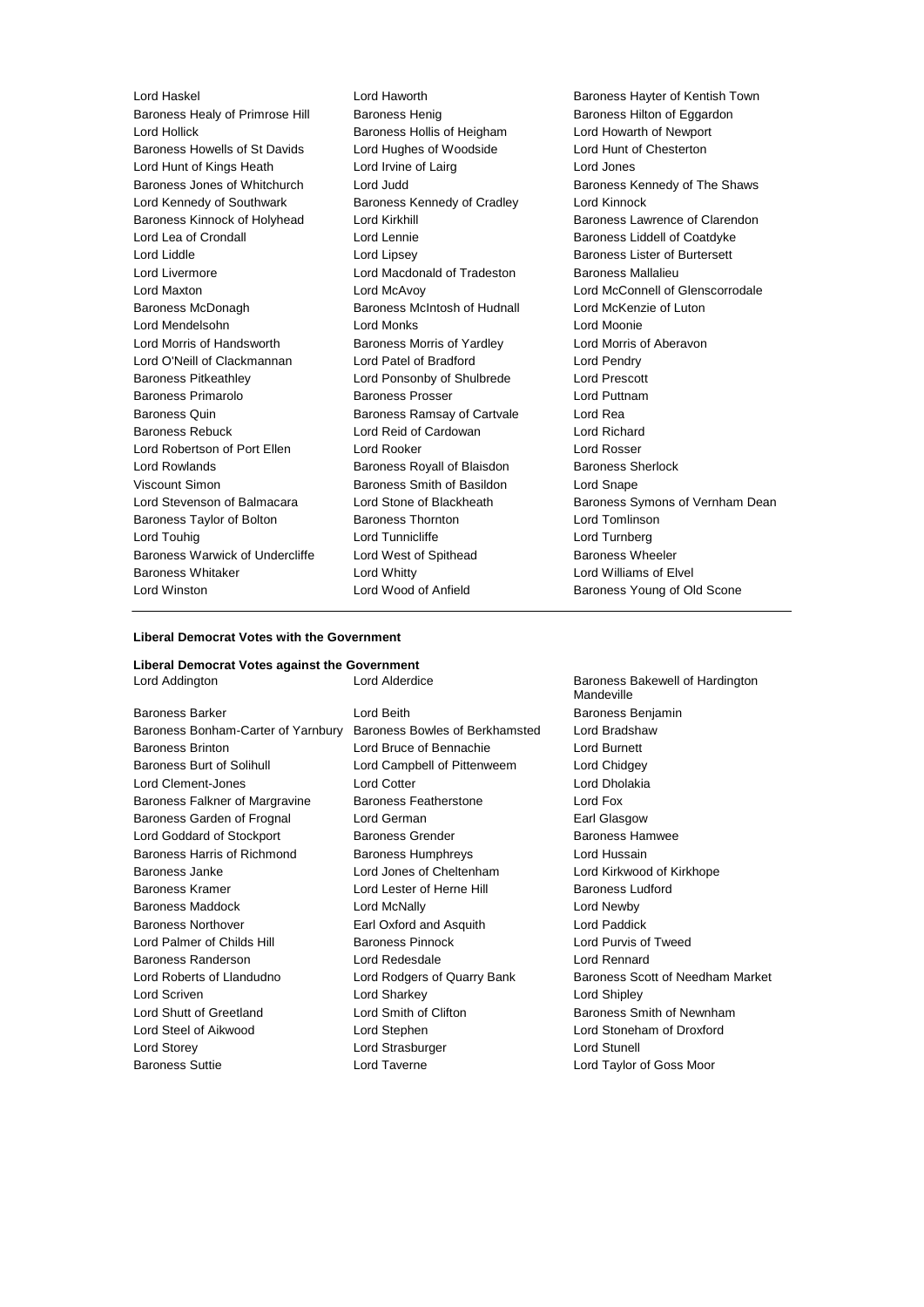Lord Haskel
Lord Haworth
Baroness Hayter of Kentish Town
Baroness Healy of Primrose Hill
Baroness Henig
Baroness Hilton of Eggardon
Lord Hollick
Baroness Hollis of Heigham
Lord Howarth of Newport
Baroness Howells of St Davids
Lord Hughes of Woodside
Lord Hunt of Chesterton
Lord Hunt of Kings Heath
Lord Irvine of Lairg
Lord Jones
Baroness Jones of Whitchurch
Lord Judd
Baroness Kennedy of The Shaws
Lord Kennedy of Southwark
Baroness Kennedy of Cradley
Lord Kinnock
Baroness Kinnock of Holyhead
Lord Kirkhill
Baroness Lawrence of Clarendon
Lord Lea of Crondall
Lord Lennie
Baroness Liddell of Coatdyke
Lord Liddle
Lord Lipsey
Baroness Lister of Burtersett
Lord Livermore
Lord Macdonald of Tradeston
Baroness Mallalieu
Lord Maxton
Lord McAvoy
Lord McConnell of Glenscorrodale
Baroness McDonagh
Baroness McIntosh of Hudnall
Lord McKenzie of Luton
Lord Mendelsohn
Lord Monks
Lord Moonie
Lord Morris of Handsworth
Baroness Morris of Yardley
Lord Morris of Aberavon
Lord O'Neill of Clackmannan
Lord Patel of Bradford
Lord Pendry
Baroness Pitkeathley
Lord Ponsonby of Shulbrede
Lord Prescott
Baroness Primarolo
Baroness Prosser
Lord Puttnam
Baroness Quin
Baroness Ramsay of Cartvale
Lord Rea
Baroness Rebuck
Lord Reid of Cardowan
Lord Richard
Lord Robertson of Port Ellen
Lord Rooker
Lord Rosser
Lord Rowlands
Baroness Royall of Blaisdon
Baroness Sherlock
Viscount Simon
Baroness Smith of Basildon
Lord Snape
Lord Stevenson of Balmacara
Lord Stone of Blackheath
Baroness Symons of Vernham Dean
Baroness Taylor of Bolton
Baroness Thornton
Lord Tomlinson
Lord Touhig
Lord Tunnicliffe
Lord Turnberg
Baroness Warwick of Undercliffe
Lord West of Spithead
Baroness Wheeler
Baroness Whitaker
Lord Whitty
Lord Williams of Elvel
Lord Winston
Lord Wood of Anfield
Baroness Young of Old Scone

---

**Liberal Democrat Votes with the Government**

**Liberal Democrat Votes against the Government**

Lord Addington
Lord Alderdice
Baroness Bakewell of Hardington Mandeville
Baroness Barker
Lord Beith
Baroness Benjamin
Baroness Bonham-Carter of Yarnbury
Baroness Bowles of Berkhamsted
Lord Bradshaw
Baroness Brinton
Lord Bruce of Bennachie
Lord Burnett
Baroness Burt of Solihull
Lord Campbell of Pittenweem
Lord Chidgey
Lord Clement-Jones
Lord Cotter
Lord Dholakia
Baroness Falkner of Margravine
Baroness Featherstone
Lord Fox
Baroness Garden of Frognal
Lord German
Earl Glasgow
Lord Goddard of Stockport
Baroness Grender
Baroness Hamwee
Baroness Harris of Richmond
Baroness Humphreys
Lord Hussain
Baroness Janke
Lord Jones of Cheltenham
Lord Kirkwood of Kirkhope
Baroness Kramer
Lord Lester of Herne Hill
Baroness Ludford
Baroness Maddock
Lord McNally
Lord Newby
Baroness Northover
Earl Oxford and Asquith
Lord Paddick
Lord Palmer of Childs Hill
Baroness Pinnock
Lord Purvis of Tweed
Baroness Randerson
Lord Redesdale
Lord Rennard
Lord Roberts of Llandudno
Lord Rodgers of Quarry Bank
Baroness Scott of Needham Market
Lord Scriven
Lord Sharkey
Lord Shipley
Lord Shutt of Greetland
Lord Smith of Clifton
Baroness Smith of Newnham
Lord Steel of Aikwood
Lord Stephen
Lord Stoneham of Droxford
Lord Storey
Lord Strasburger
Lord Stunell
Baroness Suttie
Lord Taverne
Lord Taylor of Goss Moor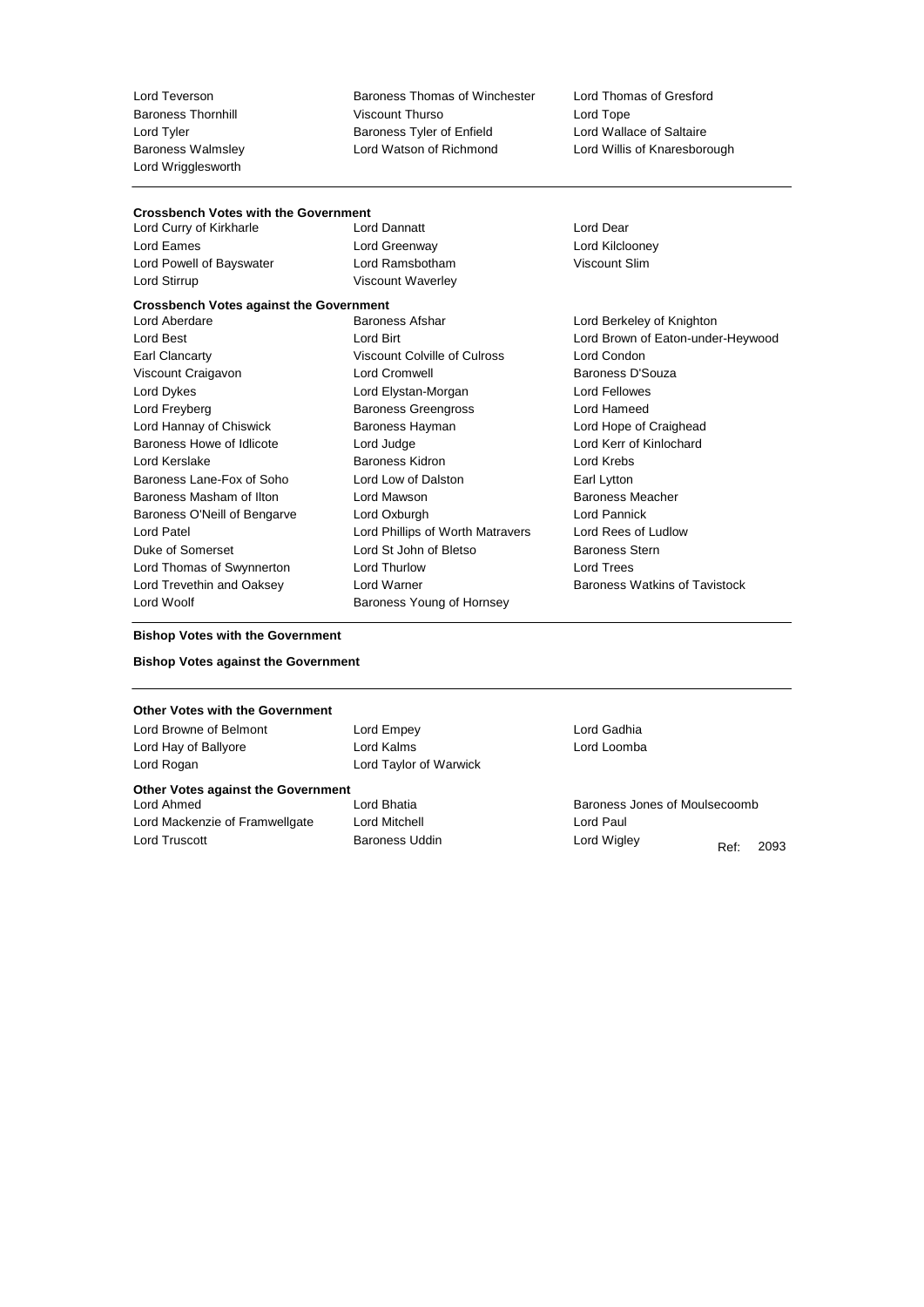Lord Teverson
Baroness Thomas of Winchester
Lord Thomas of Gresford
Baroness Thornhill
Viscount Thurso
Lord Tope
Lord Tyler
Baroness Tyler of Enfield
Lord Wallace of Saltaire
Baroness Walmsley
Lord Watson of Richmond
Lord Willis of Knaresborough
Lord Wrigglesworth

**Crossbench Votes with the Government**

Lord Curry of Kirkharle
Lord Dannatt
Lord Dear
Lord Eames
Lord Greenway
Lord Kilclooney
Lord Powell of Bayswater
Lord Ramsbotham
Viscount Slim
Lord Stirrup
Viscount Waverley

**Crossbench Votes against the Government**

Lord Aberdare
Baroness Afshar
Lord Berkeley of Knighton
Lord Best
Lord Birt
Lord Brown of Eaton-under-Heywood
Earl Clancarty
Viscount Colville of Culross
Lord Condon
Viscount Craigavon
Lord Cromwell
Baroness D'Souza
Lord Dykes
Lord Elystan-Morgan
Lord Fellowes
Lord Freyberg
Baroness Greengross
Lord Hameed
Lord Hannay of Chiswick
Baroness Hayman
Lord Hope of Craighead
Baroness Howe of Idlicote
Lord Judge
Lord Kerr of Kinlochard
Lord Kerslake
Baroness Kidron
Lord Krebs
Baroness Lane-Fox of Soho
Lord Low of Dalston
Earl Lytton
Baroness Masham of Ilton
Lord Mawson
Baroness Meacher
Baroness O'Neill of Bengarve
Lord Oxburgh
Lord Pannick
Lord Patel
Lord Phillips of Worth Matravers
Lord Rees of Ludlow
Duke of Somerset
Lord St John of Bletso
Baroness Stern
Lord Thomas of Swynnerton
Lord Thurlow
Lord Trees
Lord Trevethin and Oaksey
Lord Warner
Baroness Watkins of Tavistock
Lord Woolf
Baroness Young of Hornsey

**Bishop Votes with the Government**

**Bishop Votes against the Government**

**Other Votes with the Government**

Lord Browne of Belmont
Lord Empey
Lord Gadhia
Lord Hay of Ballyore
Lord Kalms
Lord Loomba
Lord Rogan
Lord Taylor of Warwick

**Other Votes against the Government**

Lord Ahmed
Lord Bhatia
Baroness Jones of Moulsecoomb
Lord Mackenzie of Framwellgate
Lord Mitchell
Lord Paul
Lord Truscott
Baroness Uddin
Lord Wigley

Ref: 2093